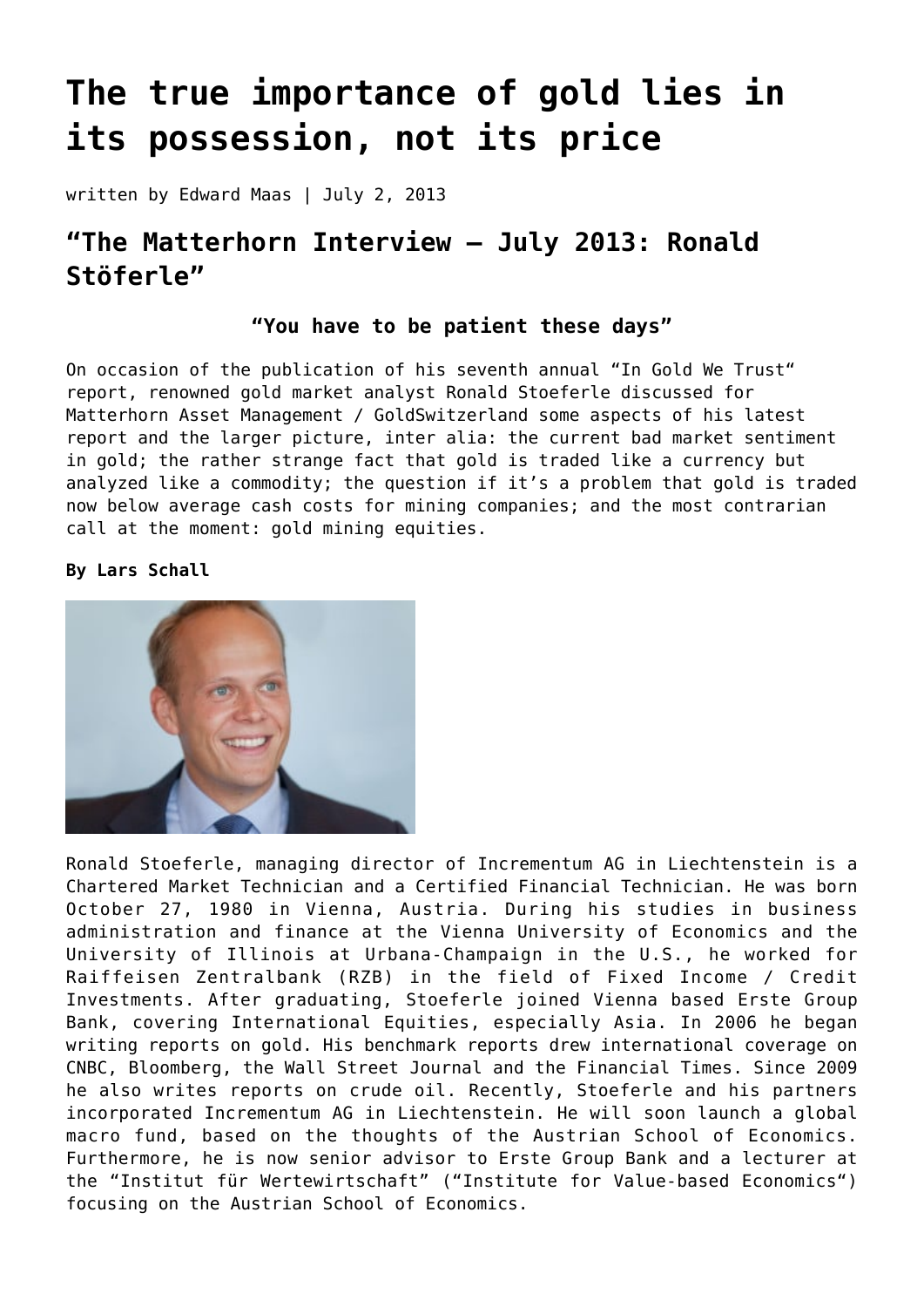# The true importance of gold lies in its possession, not its price

written by Edward Maas | July 2, 2013

## "The Matterhorn Interview – July 2013: Ronald Stöferle"

**"You have to be patient these days"**

On occasion of the publication of his seventh annual "In Gold We Trust" report, renowned gold market analyst Ronald Stoeferle discussed for Matterhorn Asset Management / GoldSwitzerland some aspects of his latest report and the larger picture, inter alia: the current bad market sentiment in gold; the rather strange fact that gold is traded like a currency but analyzed like a commodity; the question if it's a problem that gold is traded now below average cash costs for mining companies; and the most contrarian call at the moment: gold mining equities.

**By Lars Schall**

Ronald Stoeferle, managing director of Incrementum AG in Liechtenstein is a Chartered Market Technician and a Certified Financial Technician. He was born October 27, 1980 in Vienna, Austria. During his studies in business administration and finance at the Vienna University of Economics and the University of Illinois at Urbana-Champaign in the U.S., he worked for Raiffeisen Zentralbank (RZB) in the field of Fixed Income / Credit Investments. After graduating, Stoeferle joined Vienna based Erste Group Bank, covering International Equities, especially Asia. In 2006 he began writing reports on gold. His benchmark reports drew international coverage on CNBC, Bloomberg, the Wall Street Journal and the Financial Times. Since 2009 he also writes reports on crude oil. Recently, Stoeferle and his partners incorporated Incrementum AG in Liechtenstein. He will soon launch a global macro fund, based on the thoughts of the Austrian School of Economics. Furthermore, he is now senior advisor to Erste Group Bank and a lecturer at the "Institut für Wertewirtschaft" ("Institute for Value-based Economics") focusing on the Austrian School of Economics.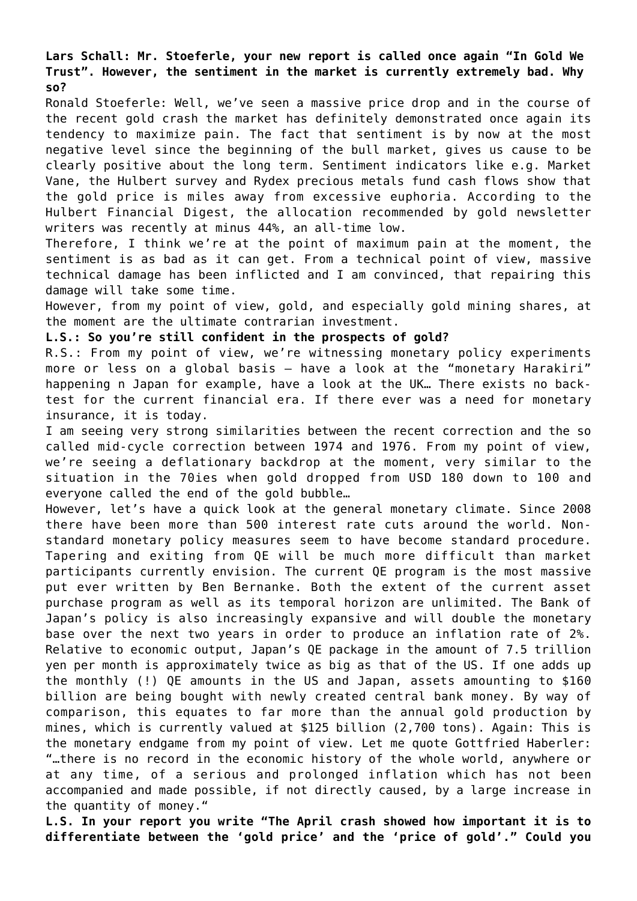**Lars Schall: Mr. Stoeferle, your new report is called once again "In Gold We Trust". However, the sentiment in the market is currently extremely bad. Why so?**

Ronald Stoeferle: Well, we've seen a massive price drop and in the course of the recent gold crash the market has definitely demonstrated once again its tendency to maximize pain. The fact that sentiment is by now at the most negative level since the beginning of the bull market, gives us cause to be clearly positive about the long term. Sentiment indicators like e.g. Market Vane, the Hulbert survey and Rydex precious metals fund cash flows show that the gold price is miles away from excessive euphoria. According to the Hulbert Financial Digest, the allocation recommended by gold newsletter writers was recently at minus 44%, an all-time low.

Therefore, I think we're at the point of maximum pain at the moment, the sentiment is as bad as it can get. From a technical point of view, massive technical damage has been inflicted and I am convinced, that repairing this damage will take some time.

However, from my point of view, gold, and especially gold mining shares, at the moment are the ultimate contrarian investment.

**L.S.: So you're still confident in the prospects of gold?**

R.S.: From my point of view, we're witnessing monetary policy experiments more or less on a global basis – have a look at the "monetary Harakiri" happening n Japan for example, have a look at the UK… There exists no back-test for the current financial era. If there ever was a need for monetary insurance, it is today.

I am seeing very strong similarities between the recent correction and the so called mid-cycle correction between 1974 and 1976. From my point of view, we're seeing a deflationary backdrop at the moment, very similar to the situation in the 70ies when gold dropped from USD 180 down to 100 and everyone called the end of the gold bubble…

However, let's have a quick look at the general monetary climate. Since 2008 there have been more than 500 interest rate cuts around the world. Non-standard monetary policy measures seem to have become standard procedure. Tapering and exiting from QE will be much more difficult than market participants currently envision. The current QE program is the most massive put ever written by Ben Bernanke. Both the extent of the current asset purchase program as well as its temporal horizon are unlimited. The Bank of Japan's policy is also increasingly expansive and will double the monetary base over the next two years in order to produce an inflation rate of 2%. Relative to economic output, Japan's QE package in the amount of 7.5 trillion yen per month is approximately twice as big as that of the US. If one adds up the monthly (!) QE amounts in the US and Japan, assets amounting to $160 billion are being bought with newly created central bank money. By way of comparison, this equates to far more than the annual gold production by mines, which is currently valued at $125 billion (2,700 tons). Again: This is the monetary endgame from my point of view. Let me quote Gottfried Haberler: "…there is no record in the economic history of the whole world, anywhere or at any time, of a serious and prolonged inflation which has not been accompanied and made possible, if not directly caused, by a large increase in the quantity of money."

**L.S. In your report you write "The April crash showed how important it is to differentiate between the 'gold price' and the 'price of gold'." Could you**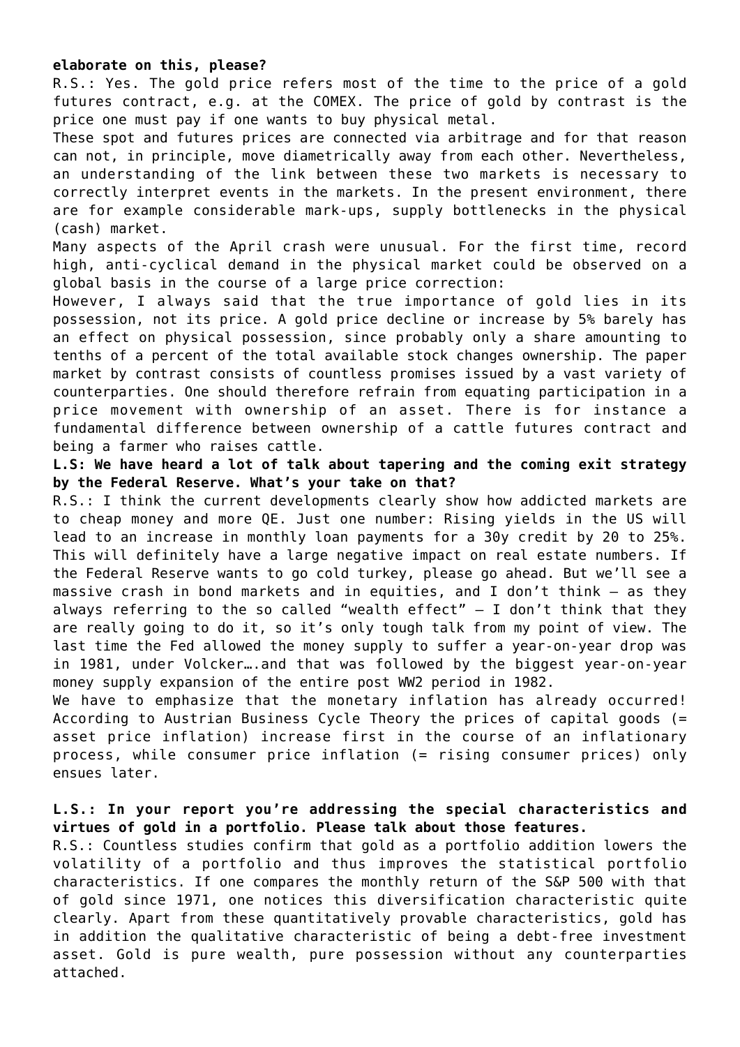**elaborate on this, please?**

R.S.: Yes. The gold price refers most of the time to the price of a gold futures contract, e.g. at the COMEX. The price of gold by contrast is the price one must pay if one wants to buy physical metal.

These spot and futures prices are connected via arbitrage and for that reason can not, in principle, move diametrically away from each other. Nevertheless, an understanding of the link between these two markets is necessary to correctly interpret events in the markets. In the present environment, there are for example considerable mark-ups, supply bottlenecks in the physical (cash) market.

Many aspects of the April crash were unusual. For the first time, record high, anti-cyclical demand in the physical market could be observed on a global basis in the course of a large price correction:

However, I always said that the true importance of gold lies in its possession, not its price. A gold price decline or increase by 5% barely has an effect on physical possession, since probably only a share amounting to tenths of a percent of the total available stock changes ownership. The paper market by contrast consists of countless promises issued by a vast variety of counterparties. One should therefore refrain from equating participation in a price movement with ownership of an asset. There is for instance a fundamental difference between ownership of a cattle futures contract and being a farmer who raises cattle.

**L.S: We have heard a lot of talk about tapering and the coming exit strategy by the Federal Reserve. What's your take on that?**

R.S.: I think the current developments clearly show how addicted markets are to cheap money and more QE. Just one number: Rising yields in the US will lead to an increase in monthly loan payments for a 30y credit by 20 to 25%. This will definitely have a large negative impact on real estate numbers. If the Federal Reserve wants to go cold turkey, please go ahead. But we'll see a massive crash in bond markets and in equities, and I don't think – as they always referring to the so called "wealth effect" – I don't think that they are really going to do it, so it's only tough talk from my point of view. The last time the Fed allowed the money supply to suffer a year-on-year drop was in 1981, under Volcker….and that was followed by the biggest year-on-year money supply expansion of the entire post WW2 period in 1982.

We have to emphasize that the monetary inflation has already occurred! According to Austrian Business Cycle Theory the prices of capital goods (= asset price inflation) increase first in the course of an inflationary process, while consumer price inflation (= rising consumer prices) only ensues later.

**L.S.: In your report you're addressing the special characteristics and virtues of gold in a portfolio. Please talk about those features.**

R.S.: Countless studies confirm that gold as a portfolio addition lowers the volatility of a portfolio and thus improves the statistical portfolio characteristics. If one compares the monthly return of the S&P 500 with that of gold since 1971, one notices this diversification characteristic quite clearly. Apart from these quantitatively provable characteristics, gold has in addition the qualitative characteristic of being a debt-free investment asset. Gold is pure wealth, pure possession without any counterparties attached.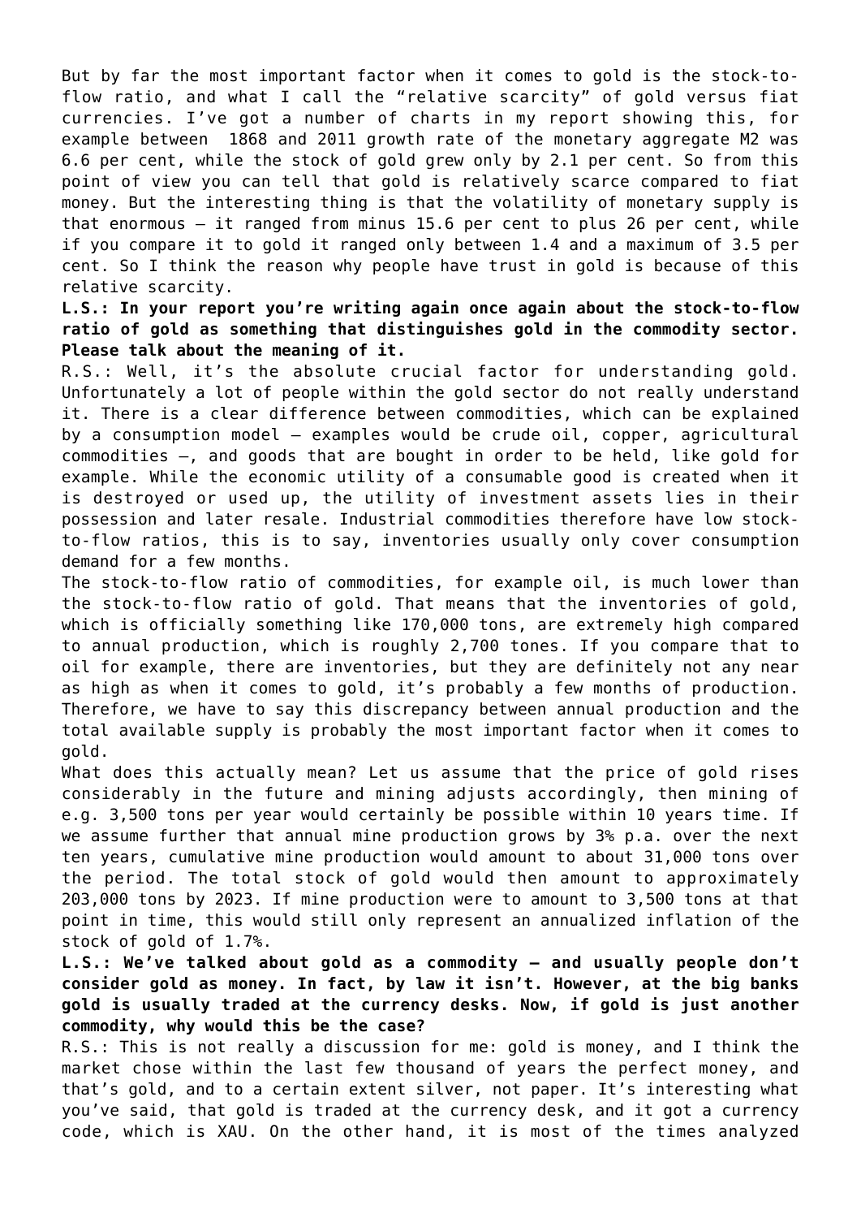But by far the most important factor when it comes to gold is the stock-to-flow ratio, and what I call the "relative scarcity" of gold versus fiat currencies. I've got a number of charts in my report showing this, for example between 1868 and 2011 growth rate of the monetary aggregate M2 was 6.6 per cent, while the stock of gold grew only by 2.1 per cent. So from this point of view you can tell that gold is relatively scarce compared to fiat money. But the interesting thing is that the volatility of monetary supply is that enormous – it ranged from minus 15.6 per cent to plus 26 per cent, while if you compare it to gold it ranged only between 1.4 and a maximum of 3.5 per cent. So I think the reason why people have trust in gold is because of this relative scarcity.

**L.S.: In your report you're writing again once again about the stock-to-flow ratio of gold as something that distinguishes gold in the commodity sector. Please talk about the meaning of it.**

R.S.: Well, it's the absolute crucial factor for understanding gold. Unfortunately a lot of people within the gold sector do not really understand it. There is a clear difference between commodities, which can be explained by a consumption model – examples would be crude oil, copper, agricultural commodities –, and goods that are bought in order to be held, like gold for example. While the economic utility of a consumable good is created when it is destroyed or used up, the utility of investment assets lies in their possession and later resale. Industrial commodities therefore have low stock-to-flow ratios, this is to say, inventories usually only cover consumption demand for a few months.

The stock-to-flow ratio of commodities, for example oil, is much lower than the stock-to-flow ratio of gold. That means that the inventories of gold, which is officially something like 170,000 tons, are extremely high compared to annual production, which is roughly 2,700 tones. If you compare that to oil for example, there are inventories, but they are definitely not any near as high as when it comes to gold, it's probably a few months of production. Therefore, we have to say this discrepancy between annual production and the total available supply is probably the most important factor when it comes to gold.

What does this actually mean? Let us assume that the price of gold rises considerably in the future and mining adjusts accordingly, then mining of e.g. 3,500 tons per year would certainly be possible within 10 years time. If we assume further that annual mine production grows by 3% p.a. over the next ten years, cumulative mine production would amount to about 31,000 tons over the period. The total stock of gold would then amount to approximately 203,000 tons by 2023. If mine production were to amount to 3,500 tons at that point in time, this would still only represent an annualized inflation of the stock of gold of 1.7%.

**L.S.: We've talked about gold as a commodity – and usually people don't consider gold as money. In fact, by law it isn't. However, at the big banks gold is usually traded at the currency desks. Now, if gold is just another commodity, why would this be the case?**

R.S.: This is not really a discussion for me: gold is money, and I think the market chose within the last few thousand of years the perfect money, and that's gold, and to a certain extent silver, not paper. It's interesting what you've said, that gold is traded at the currency desk, and it got a currency code, which is XAU. On the other hand, it is most of the times analyzed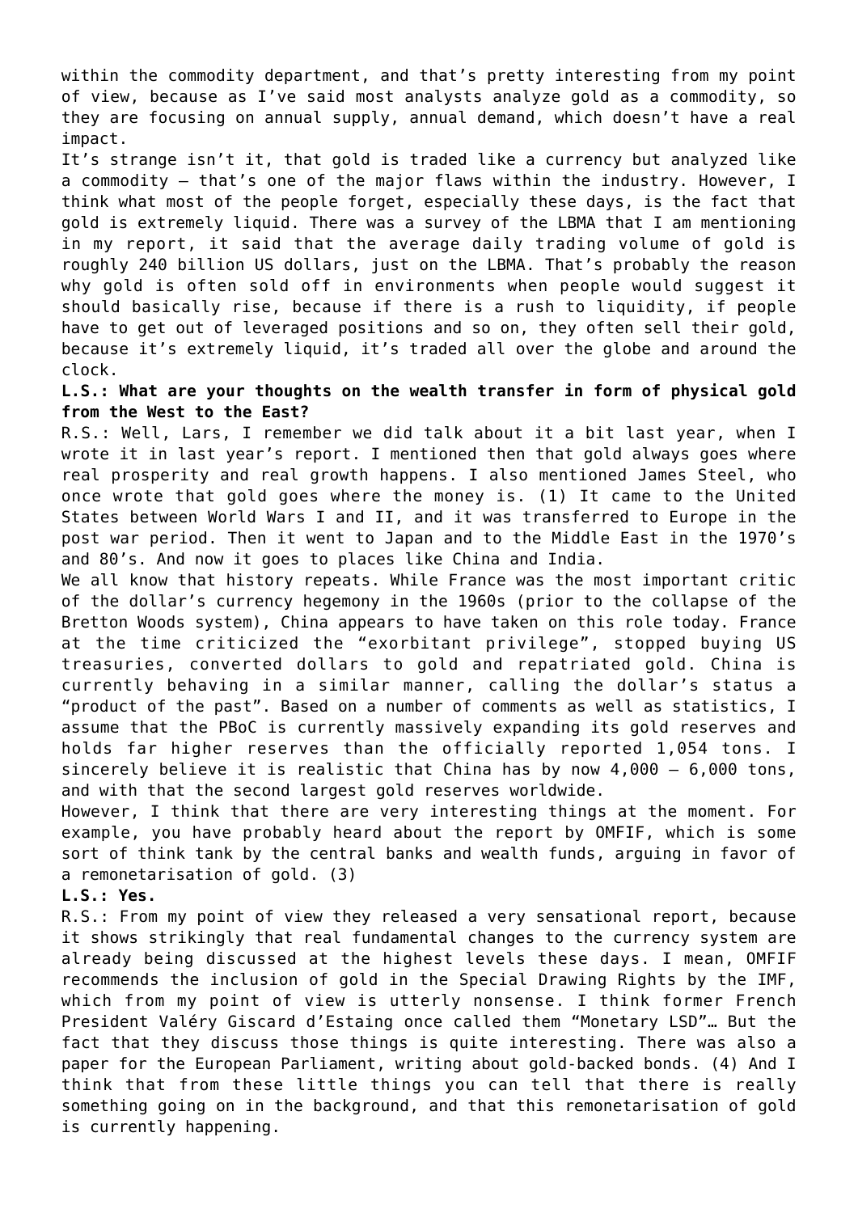within the commodity department, and that's pretty interesting from my point of view, because as I've said most analysts analyze gold as a commodity, so they are focusing on annual supply, annual demand, which doesn't have a real impact.

It's strange isn't it, that gold is traded like a currency but analyzed like a commodity – that's one of the major flaws within the industry. However, I think what most of the people forget, especially these days, is the fact that gold is extremely liquid. There was a survey of the LBMA that I am mentioning in my report, it said that the average daily trading volume of gold is roughly 240 billion US dollars, just on the LBMA. That's probably the reason why gold is often sold off in environments when people would suggest it should basically rise, because if there is a rush to liquidity, if people have to get out of leveraged positions and so on, they often sell their gold, because it's extremely liquid, it's traded all over the globe and around the clock.

**L.S.: What are your thoughts on the wealth transfer in form of physical gold from the West to the East?**

R.S.: Well, Lars, I remember we did talk about it a bit last year, when I wrote it in last year's report. I mentioned then that gold always goes where real prosperity and real growth happens. I also mentioned James Steel, who once wrote that gold goes where the money is. (1) It came to the United States between World Wars I and II, and it was transferred to Europe in the post war period. Then it went to Japan and to the Middle East in the 1970's and 80's. And now it goes to places like China and India.

We all know that history repeats. While France was the most important critic of the dollar's currency hegemony in the 1960s (prior to the collapse of the Bretton Woods system), China appears to have taken on this role today. France at the time criticized the "exorbitant privilege", stopped buying US treasuries, converted dollars to gold and repatriated gold. China is currently behaving in a similar manner, calling the dollar's status a "product of the past". Based on a number of comments as well as statistics, I assume that the PBoC is currently massively expanding its gold reserves and holds far higher reserves than the officially reported 1,054 tons. I sincerely believe it is realistic that China has by now 4,000 – 6,000 tons, and with that the second largest gold reserves worldwide.

However, I think that there are very interesting things at the moment. For example, you have probably heard about the report by OMFIF, which is some sort of think tank by the central banks and wealth funds, arguing in favor of a remonetarisation of gold. (3)

**L.S.: Yes.**

R.S.: From my point of view they released a very sensational report, because it shows strikingly that real fundamental changes to the currency system are already being discussed at the highest levels these days. I mean, OMFIF recommends the inclusion of gold in the Special Drawing Rights by the IMF, which from my point of view is utterly nonsense. I think former French President Valéry Giscard d'Estaing once called them "Monetary LSD"… But the fact that they discuss those things is quite interesting. There was also a paper for the European Parliament, writing about gold-backed bonds. (4) And I think that from these little things you can tell that there is really something going on in the background, and that this remonetarisation of gold is currently happening.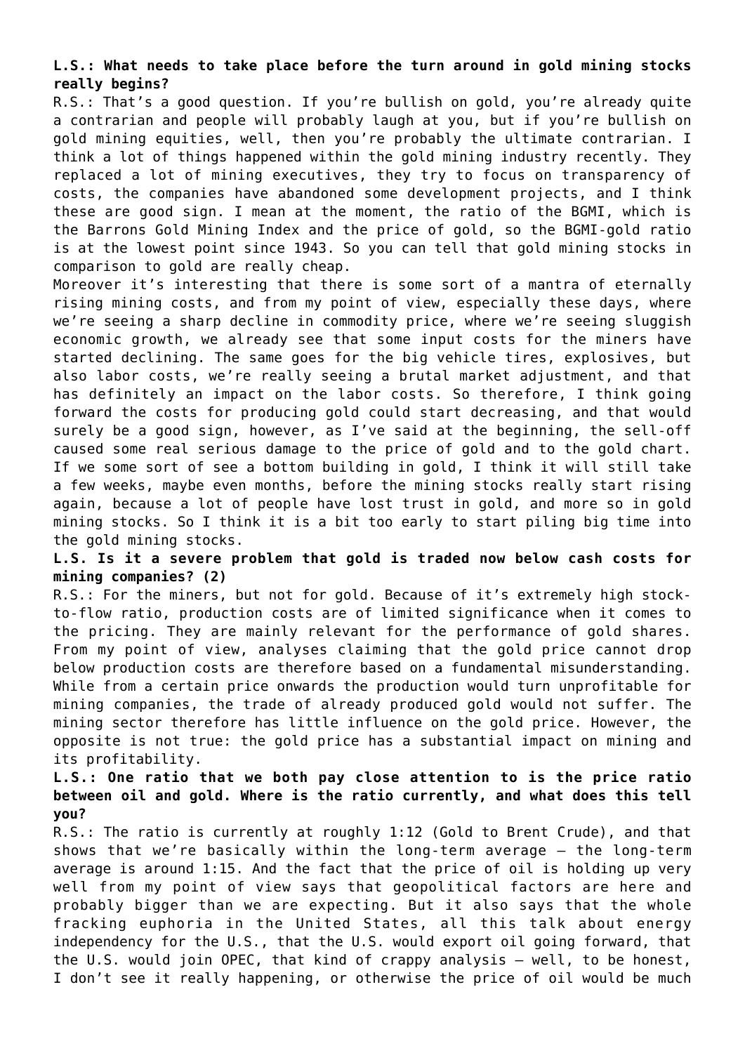**L.S.: What needs to take place before the turn around in gold mining stocks really begins?**

R.S.: That's a good question. If you're bullish on gold, you're already quite a contrarian and people will probably laugh at you, but if you're bullish on gold mining equities, well, then you're probably the ultimate contrarian. I think a lot of things happened within the gold mining industry recently. They replaced a lot of mining executives, they try to focus on transparency of costs, the companies have abandoned some development projects, and I think these are good sign. I mean at the moment, the ratio of the BGMI, which is the Barrons Gold Mining Index and the price of gold, so the BGMI-gold ratio is at the lowest point since 1943. So you can tell that gold mining stocks in comparison to gold are really cheap.

Moreover it's interesting that there is some sort of a mantra of eternally rising mining costs, and from my point of view, especially these days, where we're seeing a sharp decline in commodity price, where we're seeing sluggish economic growth, we already see that some input costs for the miners have started declining. The same goes for the big vehicle tires, explosives, but also labor costs, we're really seeing a brutal market adjustment, and that has definitely an impact on the labor costs. So therefore, I think going forward the costs for producing gold could start decreasing, and that would surely be a good sign, however, as I've said at the beginning, the sell-off caused some real serious damage to the price of gold and to the gold chart. If we some sort of see a bottom building in gold, I think it will still take a few weeks, maybe even months, before the mining stocks really start rising again, because a lot of people have lost trust in gold, and more so in gold mining stocks. So I think it is a bit too early to start piling big time into the gold mining stocks.

**L.S. Is it a severe problem that gold is traded now below cash costs for mining companies? (2)**

R.S.: For the miners, but not for gold. Because of it's extremely high stock-to-flow ratio, production costs are of limited significance when it comes to the pricing. They are mainly relevant for the performance of gold shares. From my point of view, analyses claiming that the gold price cannot drop below production costs are therefore based on a fundamental misunderstanding. While from a certain price onwards the production would turn unprofitable for mining companies, the trade of already produced gold would not suffer. The mining sector therefore has little influence on the gold price. However, the opposite is not true: the gold price has a substantial impact on mining and its profitability.

**L.S.: One ratio that we both pay close attention to is the price ratio between oil and gold. Where is the ratio currently, and what does this tell you?**

R.S.: The ratio is currently at roughly 1:12 (Gold to Brent Crude), and that shows that we're basically within the long-term average – the long-term average is around 1:15. And the fact that the price of oil is holding up very well from my point of view says that geopolitical factors are here and probably bigger than we are expecting. But it also says that the whole fracking euphoria in the United States, all this talk about energy independency for the U.S., that the U.S. would export oil going forward, that the U.S. would join OPEC, that kind of crappy analysis – well, to be honest, I don't see it really happening, or otherwise the price of oil would be much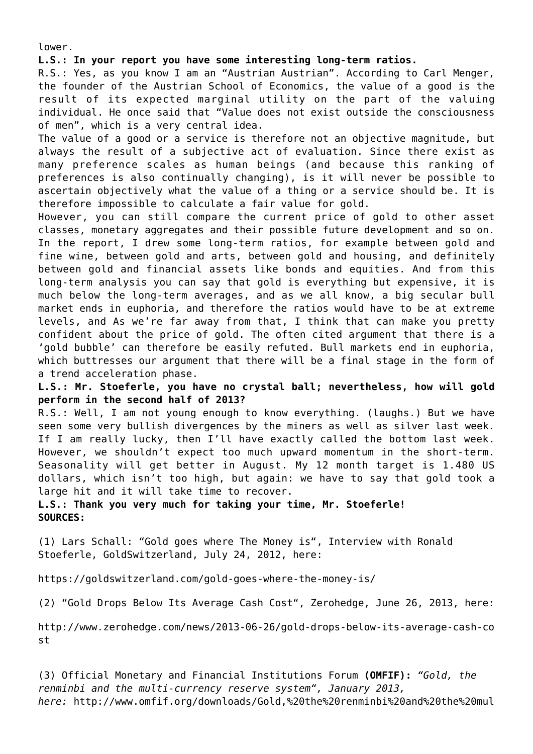lower.

**L.S.: In your report you have some interesting long-term ratios.**

R.S.: Yes, as you know I am an "Austrian Austrian". According to Carl Menger, the founder of the Austrian School of Economics, the value of a good is the result of its expected marginal utility on the part of the valuing individual. He once said that "Value does not exist outside the consciousness of men", which is a very central idea.

The value of a good or a service is therefore not an objective magnitude, but always the result of a subjective act of evaluation. Since there exist as many preference scales as human beings (and because this ranking of preferences is also continually changing), is it will never be possible to ascertain objectively what the value of a thing or a service should be. It is therefore impossible to calculate a fair value for gold.

However, you can still compare the current price of gold to other asset classes, monetary aggregates and their possible future development and so on. In the report, I drew some long-term ratios, for example between gold and fine wine, between gold and arts, between gold and housing, and definitely between gold and financial assets like bonds and equities. And from this long-term analysis you can say that gold is everything but expensive, it is much below the long-term averages, and as we all know, a big secular bull market ends in euphoria, and therefore the ratios would have to be at extreme levels, and As we're far away from that, I think that can make you pretty confident about the price of gold. The often cited argument that there is a 'gold bubble' can therefore be easily refuted. Bull markets end in euphoria, which buttresses our argument that there will be a final stage in the form of a trend acceleration phase.

**L.S.: Mr. Stoeferle, you have no crystal ball; nevertheless, how will gold perform in the second half of 2013?**

R.S.: Well, I am not young enough to know everything. (laughs.) But we have seen some very bullish divergences by the miners as well as silver last week. If I am really lucky, then I'll have exactly called the bottom last week. However, we shouldn't expect too much upward momentum in the short-term. Seasonality will get better in August. My 12 month target is 1.480 US dollars, which isn't too high, but again: we have to say that gold took a large hit and it will take time to recover.

**L.S.: Thank you very much for taking your time, Mr. Stoeferle!**

**SOURCES:**

(1) Lars Schall: "Gold goes where The Money is", Interview with Ronald Stoeferle, GoldSwitzerland, July 24, 2012, here:

https://goldswitzerland.com/gold-goes-where-the-money-is/

(2) "Gold Drops Below Its Average Cash Cost", Zerohedge, June 26, 2013, here:

http://www.zerohedge.com/news/2013-06-26/gold-drops-below-its-average-cash-cost

(3) Official Monetary and Financial Institutions Forum **(OMFIF):** *"Gold, the renminbi and the multi-currency reserve system", January 2013, here:* http://www.omfif.org/downloads/Gold,%20the%20renminbi%20and%20the%20mul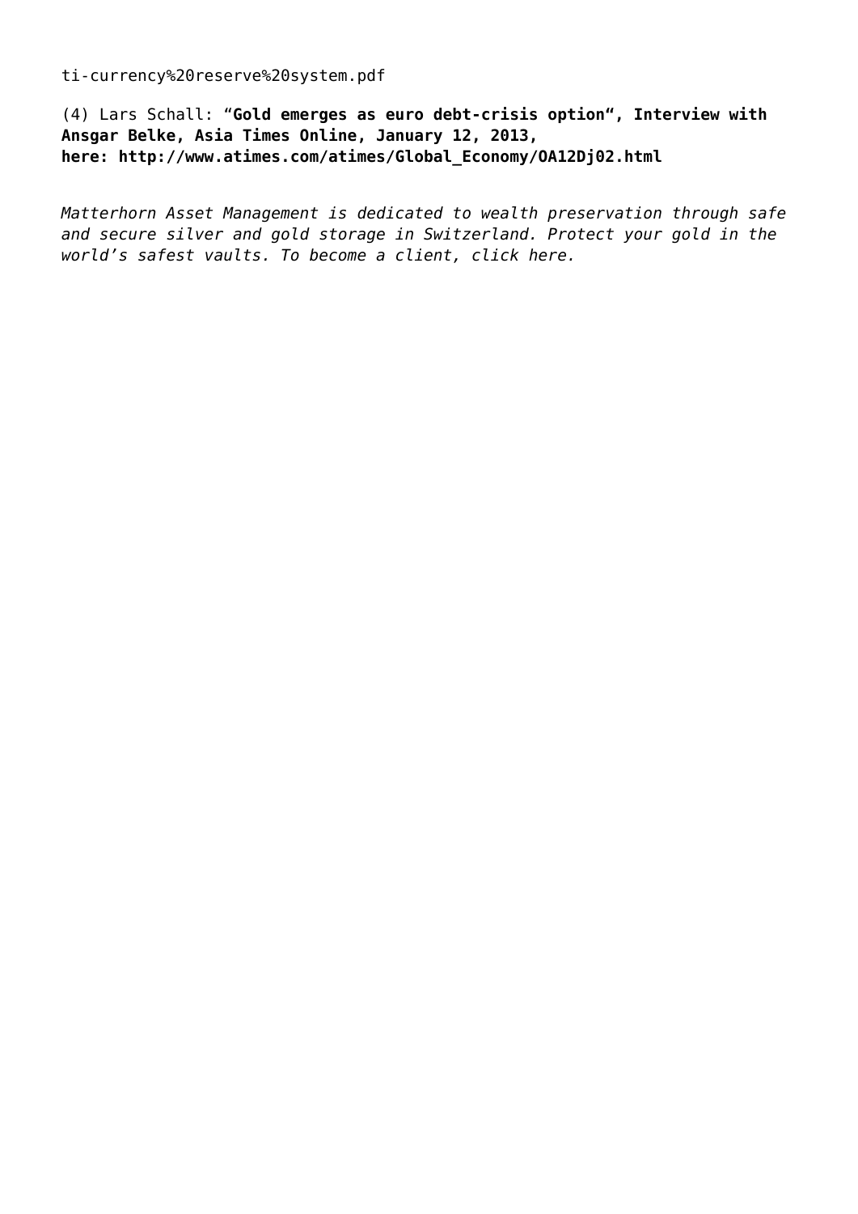ti-currency%20reserve%20system.pdf

(4) Lars Schall: **"Gold emerges as euro debt-crisis option", Interview with Ansgar Belke, Asia Times Online, January 12, 2013, here: http://www.atimes.com/atimes/Global_Economy/OA12Dj02.html**

*Matterhorn Asset Management is dedicated to wealth preservation through safe and secure silver and gold storage in Switzerland. Protect your gold in the world's safest vaults. To become a client, click here.*